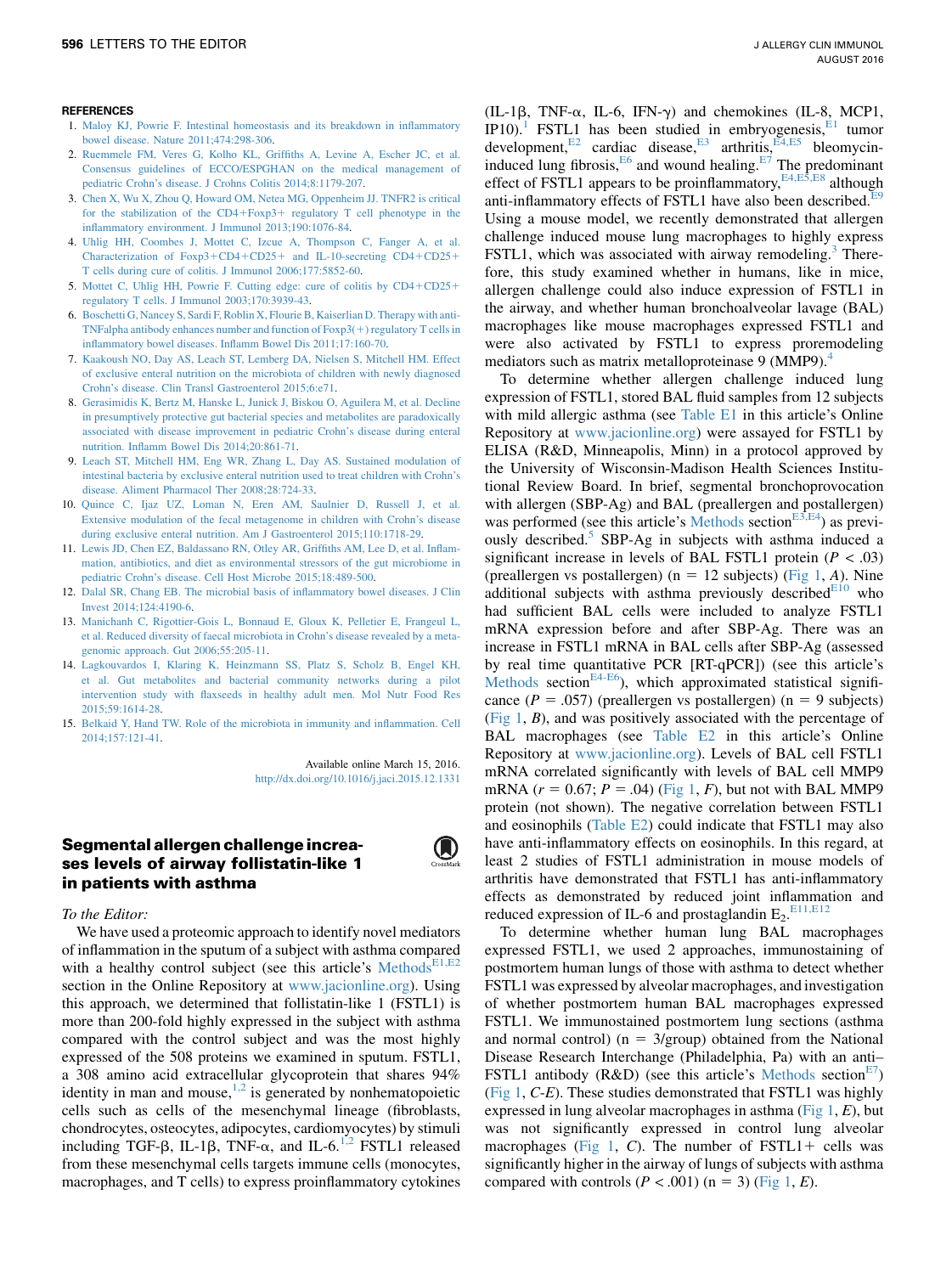## REFERENCES

1. Maloy KJ, Powrie F. Intestinal homeostasis and its breakdown in inflammatory bowel disease. Nature 2011;474:298-306.
2. Ruemmele FM, Veres G, Kolho KL, Griffiths A, Levine A, Escher JC, et al. Consensus guidelines of ECCO/ESPGHAN on the medical management of pediatric Crohn's disease. J Crohns Colitis 2014;8:1179-207.
3. Chen X, Wu X, Zhou Q, Howard OM, Netea MG, Oppenheim JJ. TNFR2 is critical for the stabilization of the CD4+Foxp3+ regulatory T cell phenotype in the inflammatory environment. J Immunol 2013;190:1076-84.
4. Uhlig HH, Coombes J, Mottet C, Izcue A, Thompson C, Fanger A, et al. Characterization of Foxp3+CD4+CD25+ and IL-10-secreting CD4+CD25+ T cells during cure of colitis. J Immunol 2006;177:5852-60.
5. Mottet C, Uhlig HH, Powrie F. Cutting edge: cure of colitis by CD4+CD25+ regulatory T cells. J Immunol 2003;170:3939-43.
6. Boschetti G, Nancey S, Sardi F, Roblin X, Flourie B, Kaiserlian D. Therapy with anti-TNFalpha antibody enhances number and function of Foxp3(+) regulatory T cells in inflammatory bowel diseases. Inflamm Bowel Dis 2011;17:160-70.
7. Kaakoush NO, Day AS, Leach ST, Lemberg DA, Nielsen S, Mitchell HM. Effect of exclusive enteral nutrition on the microbiota of children with newly diagnosed Crohn's disease. Clin Transl Gastroenterol 2015;6:e71.
8. Gerasimidis K, Bertz M, Hanske L, Junick J, Biskou O, Aguilera M, et al. Decline in presumptively protective gut bacterial species and metabolites are paradoxically associated with disease improvement in pediatric Crohn's disease during enteral nutrition. Inflamm Bowel Dis 2014;20:861-71.
9. Leach ST, Mitchell HM, Eng WR, Zhang L, Day AS. Sustained modulation of intestinal bacteria by exclusive enteral nutrition used to treat children with Crohn's disease. Aliment Pharmacol Ther 2008;28:724-33.
10. Quince C, Ijaz UZ, Loman N, Eren AM, Saulnier D, Russell J, et al. Extensive modulation of the fecal metagenome in children with Crohn's disease during exclusive enteral nutrition. Am J Gastroenterol 2015;110:1718-29.
11. Lewis JD, Chen EZ, Baldassano RN, Otley AR, Griffiths AM, Lee D, et al. Inflammation, antibiotics, and diet as environmental stressors of the gut microbiome in pediatric Crohn's disease. Cell Host Microbe 2015;18:489-500.
12. Dalal SR, Chang EB. The microbial basis of inflammatory bowel diseases. J Clin Invest 2014;124:4190-6.
13. Manichanh C, Rigottier-Gois L, Bonnaud E, Gloux K, Pelletier E, Frangeul L, et al. Reduced diversity of faecal microbiota in Crohn's disease revealed by a metagenomic approach. Gut 2006;55:205-11.
14. Lagkouvardos I, Klaring K, Heinzmann SS, Platz S, Scholz B, Engel KH, et al. Gut metabolites and bacterial community networks during a pilot intervention study with flaxseeds in healthy adult men. Mol Nutr Food Res 2015;59:1614-28.
15. Belkaid Y, Hand TW. Role of the microbiota in immunity and inflammation. Cell 2014;157:121-41.

Available online March 15, 2016.
http://dx.doi.org/10.1016/j.jaci.2015.12.1331

## Segmental allergen challenge increases levels of airway follistatin-like 1 in patients with asthma

*To the Editor:*

We have used a proteomic approach to identify novel mediators of inflammation in the sputum of a subject with asthma compared with a healthy control subject (see this article's Methods[E1,E2] section in the Online Repository at www.jacionline.org). Using this approach, we determined that follistatin-like 1 (FSTL1) is more than 200-fold highly expressed in the subject with asthma compared with the control subject and was the most highly expressed of the 508 proteins we examined in sputum. FSTL1, a 308 amino acid extracellular glycoprotein that shares 94% identity in man and mouse,[1,2] is generated by nonhematopoietic cells such as cells of the mesenchymal lineage (fibroblasts, chondrocytes, osteocytes, adipocytes, cardiomyocytes) by stimuli including TGF-β, IL-1β, TNF-α, and IL-6.[1,2] FSTL1 released from these mesenchymal cells targets immune cells (monocytes, macrophages, and T cells) to express proinflammatory cytokines (IL-1β, TNF-α, IL-6, IFN-γ) and chemokines (IL-8, MCP1, IP10).[1] FSTL1 has been studied in embryogenesis,[E1] tumor development,[E2] cardiac disease,[E3] arthritis,[E4,E5] bleomycin-induced lung fibrosis,[E6] and wound healing.[E7] The predominant effect of FSTL1 appears to be proinflammatory,[E4,E5,E8] although anti-inflammatory effects of FSTL1 have also been described.[E9] Using a mouse model, we recently demonstrated that allergen challenge induced mouse lung macrophages to highly express FSTL1, which was associated with airway remodeling.[3] Therefore, this study examined whether in humans, like in mice, allergen challenge could also induce expression of FSTL1 in the airway, and whether human bronchoalveolar lavage (BAL) macrophages like mouse macrophages expressed FSTL1 and were also activated by FSTL1 to express proremodeling mediators such as matrix metalloproteinase 9 (MMP9).[4]

To determine whether allergen challenge induced lung expression of FSTL1, stored BAL fluid samples from 12 subjects with mild allergic asthma (see Table E1 in this article's Online Repository at www.jacionline.org) were assayed for FSTL1 by ELISA (R&D, Minneapolis, Minn) in a protocol approved by the University of Wisconsin-Madison Health Sciences Institutional Review Board. In brief, segmental bronchoprovocation with allergen (SBP-Ag) and BAL (preallergen and postallergen) was performed (see this article's Methods section[E3,E4]) as previously described.[5] SBP-Ag in subjects with asthma induced a significant increase in levels of BAL FSTL1 protein ($P < .03$) (preallergen vs postallergen) ($n = 12$ subjects) (Fig 1, *A*). Nine additional subjects with asthma previously described[E10] who had sufficient BAL cells were included to analyze FSTL1 mRNA expression before and after SBP-Ag. There was an increase in FSTL1 mRNA in BAL cells after SBP-Ag (assessed by real time quantitative PCR [RT-qPCR]) (see this article's Methods section[E4-E6]), which approximated statistical significance ($P = .057$) (preallergen vs postallergen) ($n = 9$ subjects) (Fig 1, *B*), and was positively associated with the percentage of BAL macrophages (see Table E2 in this article's Online Repository at www.jacionline.org). Levels of BAL cell FSTL1 mRNA correlated significantly with levels of BAL cell MMP9 mRNA ($r = 0.67$; $P = .04$) (Fig 1, *F*), but not with BAL MMP9 protein (not shown). The negative correlation between FSTL1 and eosinophils (Table E2) could indicate that FSTL1 may also have anti-inflammatory effects on eosinophils. In this regard, at least 2 studies of FSTL1 administration in mouse models of arthritis have demonstrated that FSTL1 has anti-inflammatory effects as demonstrated by reduced joint inflammation and reduced expression of IL-6 and prostaglandin $E_2$.[E11,E12]

To determine whether human lung BAL macrophages expressed FSTL1, we used 2 approaches, immunostaining of postmortem human lungs of those with asthma to detect whether FSTL1 was expressed by alveolar macrophages, and investigation of whether postmortem human BAL macrophages expressed FSTL1. We immunostained postmortem lung sections (asthma and normal control) ($n = 3$/group) obtained from the National Disease Research Interchange (Philadelphia, Pa) with an anti–FSTL1 antibody (R&D) (see this article's Methods section[E7]) (Fig 1, *C-E*). These studies demonstrated that FSTL1 was highly expressed in lung alveolar macrophages in asthma (Fig 1, *E*), but was not significantly expressed in control lung alveolar macrophages (Fig 1, *C*). The number of FSTL1+ cells was significantly higher in the airway of lungs of subjects with asthma compared with controls ($P < .001$) ($n = 3$) (Fig 1, *E*).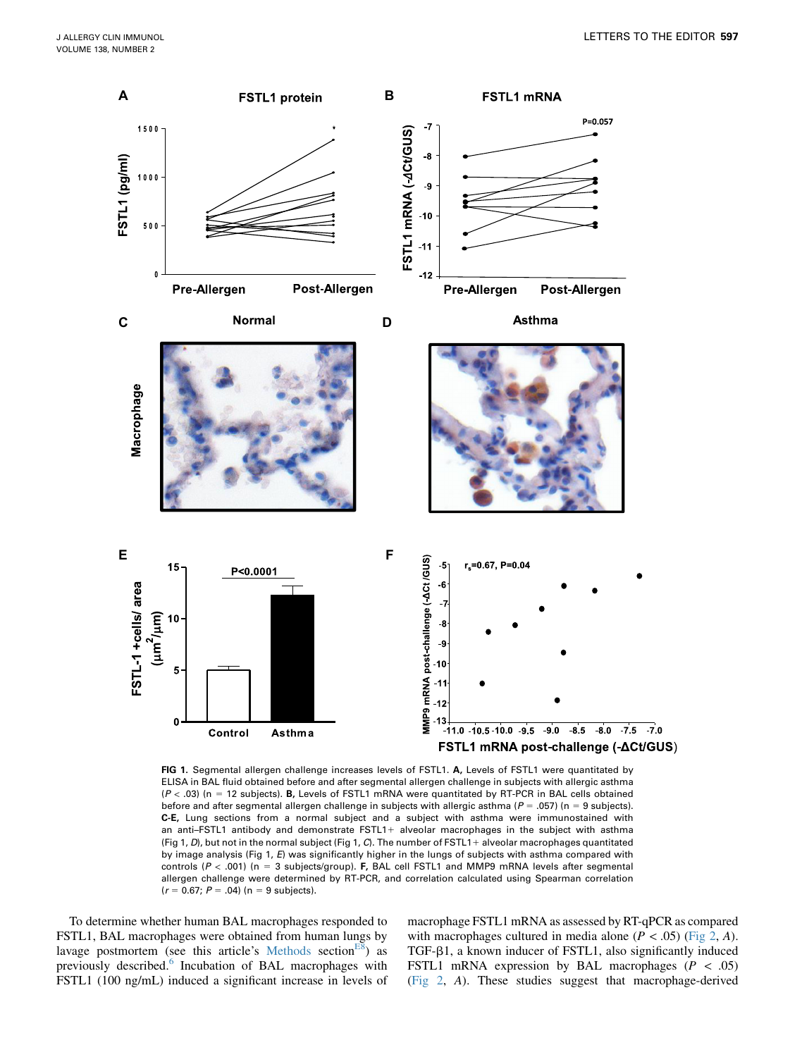FIG 1. Segmental allergen challenge increases levels of FSTL1. **A,** Levels of FSTL1 were quantitated by ELISA in BAL fluid obtained before and after segmental allergen challenge in subjects with allergic asthma ($P < .03$) (n = 12 subjects). **B,** Levels of FSTL1 mRNA were quantitated by RT-PCR in BAL cells obtained before and after segmental allergen challenge in subjects with allergic asthma ($P = .057$) (n = 9 subjects). **C-E,** Lung sections from a normal subject and a subject with asthma were immunostained with an anti–FSTL1 antibody and demonstrate FSTL1+ alveolar macrophages in the subject with asthma (Fig 1, *D*), but not in the normal subject (Fig 1, *C*). The number of FSTL1+ alveolar macrophages quantitated by image analysis (Fig 1, *E*) was significantly higher in the lungs of subjects with asthma compared with controls ($P < .001$) (n = 3 subjects/group). **F,** BAL cell FSTL1 and MMP9 mRNA levels after segmental allergen challenge were determined by RT-PCR, and correlation calculated using Spearman correlation ($r = 0.67$; $P = .04$) (n = 9 subjects).

To determine whether human BAL macrophages responded to FSTL1, BAL macrophages were obtained from human lungs by lavage postmortem (see this article's Methods section[E8]) as previously described.[6] Incubation of BAL macrophages with FSTL1 (100 ng/mL) induced a significant increase in levels of macrophage FSTL1 mRNA as assessed by RT-qPCR as compared with macrophages cultured in media alone ($P < .05$) (Fig 2, *A*). TGF-β1, a known inducer of FSTL1, also significantly induced FSTL1 mRNA expression by BAL macrophages ($P < .05$) (Fig 2, *A*). These studies suggest that macrophage-derived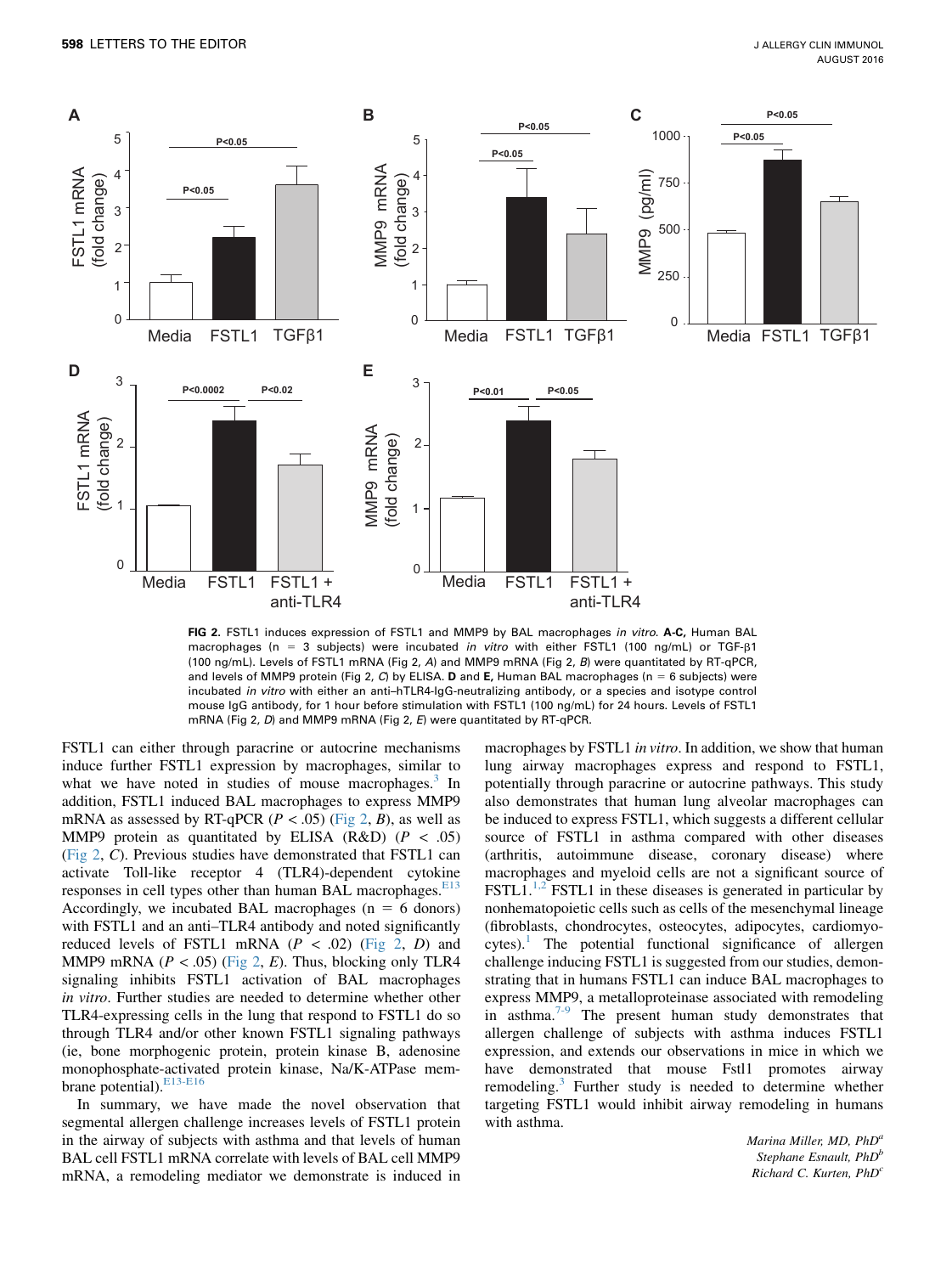FIG 2. FSTL1 induces expression of FSTL1 and MMP9 by BAL macrophages *in vitro*. **A-C,** Human BAL macrophages (n = 3 subjects) were incubated *in vitro* with either FSTL1 (100 ng/mL) or TGF-β1 (100 ng/mL). Levels of FSTL1 mRNA (Fig 2, *A*) and MMP9 mRNA (Fig 2, *B*) were quantitated by RT-qPCR, and levels of MMP9 protein (Fig 2, *C*) by ELISA. **D** and **E,** Human BAL macrophages (n = 6 subjects) were incubated *in vitro* with either an anti–hTLR4-IgG-neutralizing antibody, or a species and isotype control mouse IgG antibody, for 1 hour before stimulation with FSTL1 (100 ng/mL) for 24 hours. Levels of FSTL1 mRNA (Fig 2, *D*) and MMP9 mRNA (Fig 2, *E*) were quantitated by RT-qPCR.

FSTL1 can either through paracrine or autocrine mechanisms induce further FSTL1 expression by macrophages, similar to what we have noted in studies of mouse macrophages.[3] In addition, FSTL1 induced BAL macrophages to express MMP9 mRNA as assessed by RT-qPCR ($P < .05$) (Fig 2, *B*), as well as MMP9 protein as quantitated by ELISA (R&D) ($P < .05$) (Fig 2, *C*). Previous studies have demonstrated that FSTL1 can activate Toll-like receptor 4 (TLR4)-dependent cytokine responses in cell types other than human BAL macrophages.[E13] Accordingly, we incubated BAL macrophages (n = 6 donors) with FSTL1 and an anti–TLR4 antibody and noted significantly reduced levels of FSTL1 mRNA ($P < .02$) (Fig 2, *D*) and MMP9 mRNA ($P < .05$) (Fig 2, *E*). Thus, blocking only TLR4 signaling inhibits FSTL1 activation of BAL macrophages *in vitro*. Further studies are needed to determine whether other TLR4-expressing cells in the lung that respond to FSTL1 do so through TLR4 and/or other known FSTL1 signaling pathways (ie, bone morphogenic protein, protein kinase B, adenosine monophosphate-activated protein kinase, Na/K-ATPase membrane potential).[E13-E16]

In summary, we have made the novel observation that segmental allergen challenge increases levels of FSTL1 protein in the airway of subjects with asthma and that levels of human BAL cell FSTL1 mRNA correlate with levels of BAL cell MMP9 mRNA, a remodeling mediator we demonstrate is induced in macrophages by FSTL1 *in vitro*. In addition, we show that human lung airway macrophages express and respond to FSTL1, potentially through paracrine or autocrine pathways. This study also demonstrates that human lung alveolar macrophages can be induced to express FSTL1, which suggests a different cellular source of FSTL1 in asthma compared with other diseases (arthritis, autoimmune disease, coronary disease) where macrophages and myeloid cells are not a significant source of FSTL1.[1,2] FSTL1 in these diseases is generated in particular by nonhematopoietic cells such as cells of the mesenchymal lineage (fibroblasts, chondrocytes, osteocytes, adipocytes, cardiomyocytes).[1] The potential functional significance of allergen challenge inducing FSTL1 is suggested from our studies, demonstrating that in humans FSTL1 can induce BAL macrophages to express MMP9, a metalloproteinase associated with remodeling in asthma.[7-9] The present human study demonstrates that allergen challenge of subjects with asthma induces FSTL1 expression, and extends our observations in mice in which we have demonstrated that mouse Fstl1 promotes airway remodeling.[3] Further study is needed to determine whether targeting FSTL1 would inhibit airway remodeling in humans with asthma.

*Marina Miller, MD, PhD*[a]
*Stephane Esnault, PhD*[b]
*Richard C. Kurten, PhD*[c]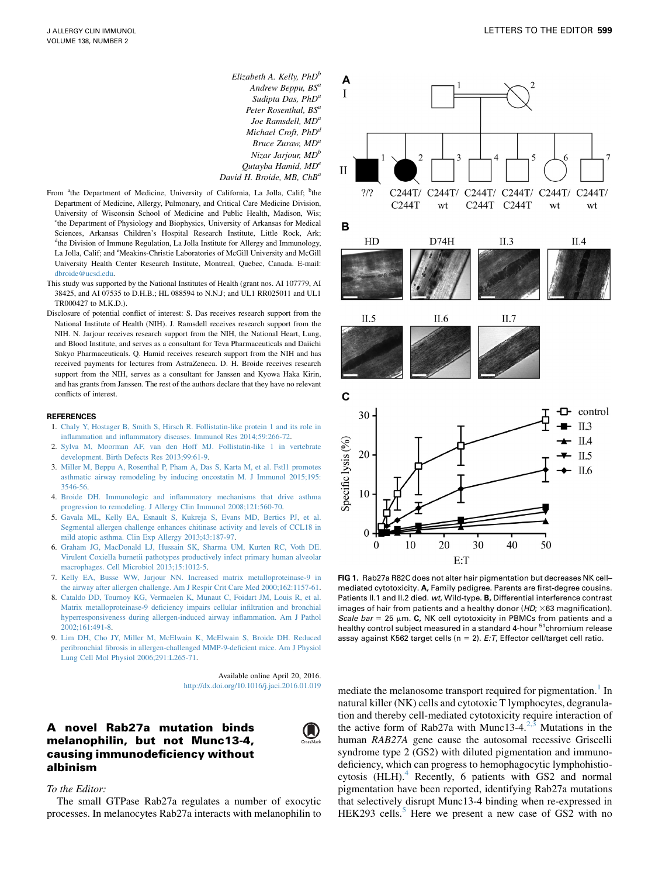Elizabeth A. Kelly, PhD[b]
Andrew Beppu, BS[a]
Sudipta Das, PhD[a]
Peter Rosenthal, BS[a]
Joe Ramsdell, MD[a]
Michael Croft, PhD[d]
Bruce Zuraw, MD[a]
Nizar Jarjour, MD[b]
Qutayba Hamid, MD[e]
David H. Broide, MB, ChB[a]

From [a]the Department of Medicine, University of California, La Jolla, Calif; [b]the Department of Medicine, Allergy, Pulmonary, and Critical Care Medicine Division, University of Wisconsin School of Medicine and Public Health, Madison, Wis; [c]the Department of Physiology and Biophysics, University of Arkansas for Medical Sciences, Arkansas Children's Hospital Research Institute, Little Rock, Ark; [d]the Division of Immune Regulation, La Jolla Institute for Allergy and Immunology, La Jolla, Calif; and [e]Meakins-Christie Laboratories of McGill University and McGill University Health Center Research Institute, Montreal, Quebec, Canada. E-mail: dbroide@ucsd.edu.

This study was supported by the National Institutes of Health (grant nos. AI 107779, AI 38425, and AI 07535 to D.H.B.; HL 088594 to N.N.J; and UL1 RR025011 and UL1 TR000427 to M.K.D.).

Disclosure of potential conflict of interest: S. Das receives research support from the National Institute of Health (NIH). J. Ramsdell receives research support from the NIH. N. Jarjour receives research support from the NIH, the National Heart, Lung, and Blood Institute, and serves as a consultant for Teva Pharmaceuticals and Daiichi Snkyo Pharmaceuticals. Q. Hamid receives research support from the NIH and has received payments for lectures from AstraZeneca. D. H. Broide receives research support from the NIH, serves as a consultant for Janssen and Kyowa Haka Kirin, and has grants from Janssen. The rest of the authors declare that they have no relevant conflicts of interest.

## REFERENCES

1. Chaly Y, Hostager B, Smith S, Hirsch R. Follistatin-like protein 1 and its role in inflammation and inflammatory diseases. Immunol Res 2014;59:266-72.
2. Sylva M, Moorman AF, van den Hoff MJ. Follistatin-like 1 in vertebrate development. Birth Defects Res 2013;99:61-9.
3. Miller M, Beppu A, Rosenthal P, Pham A, Das S, Karta M, et al. Fstl1 promotes asthmatic airway remodeling by inducing oncostatin M. J Immunol 2015;195:3546-56.
4. Broide DH. Immunologic and inflammatory mechanisms that drive asthma progression to remodeling. J Allergy Clin Immunol 2008;121:560-70.
5. Gavala ML, Kelly EA, Esnault S, Kukreja S, Evans MD, Bertics PJ, et al. Segmental allergen challenge enhances chitinase activity and levels of CCL18 in mild atopic asthma. Clin Exp Allergy 2013;43:187-97.
6. Graham JG, MacDonald LJ, Hussain SK, Sharma UM, Kurten RC, Voth DE. Virulent Coxiella burnetii pathotypes productively infect primary human alveolar macrophages. Cell Microbiol 2013;15:1012-5.
7. Kelly EA, Busse WW, Jarjour NN. Increased matrix metalloproteinase-9 in the airway after allergen challenge. Am J Respir Crit Care Med 2000;162:1157-61.
8. Cataldo DD, Tournoy KG, Vermaelen K, Munaut C, Foidart JM, Louis R, et al. Matrix metalloproteinase-9 deficiency impairs cellular infiltration and bronchial hyperresponsiveness during allergen-induced airway inflammation. Am J Pathol 2002;161:491-8.
9. Lim DH, Cho JY, Miller M, McElwain K, McElwain S, Broide DH. Reduced peribronchial fibrosis in allergen-challenged MMP-9-deficient mice. Am J Physiol Lung Cell Mol Physiol 2006;291:L265-71.

Available online April 20, 2016.
http://dx.doi.org/10.1016/j.jaci.2016.01.019

## A novel Rab27a mutation binds melanophilin, but not Munc13-4, causing immunodeficiency without albinism

*To the Editor:*

The small GTPase Rab27a regulates a number of exocytic processes. In melanocytes Rab27a interacts with melanophilin to mediate the melanosome transport required for pigmentation.[1] In natural killer (NK) cells and cytotoxic T lymphocytes, degranulation and thereby cell-mediated cytotoxicity require interaction of the active form of Rab27a with Munc13-4.[2,3] Mutations in the human *RAB27A* gene cause the autosomal recessive Griscelli syndrome type 2 (GS2) with diluted pigmentation and immunodeficiency, which can progress to hemophagocytic lymphohistiocytosis (HLH).[4] Recently, 6 patients with GS2 and normal pigmentation have been reported, identifying Rab27a mutations that selectively disrupt Munc13-4 binding when re-expressed in HEK293 cells.[5] Here we present a new case of GS2 with no

**FIG 1.** Rab27a R82C does not alter hair pigmentation but decreases NK cell–mediated cytotoxicity. **A,** Family pedigree. Parents are first-degree cousins. Patients II.1 and II.2 died. *wt*, Wild-type. **B,** Differential interference contrast images of hair from patients and a healthy donor (*HD*; ×63 magnification). *Scale bar* = 25 μm. **C,** NK cell cytotoxicity in PBMCs from patients and a healthy control subject measured in a standard 4-hour [51]chromium release assay against K562 target cells (n = 2). *E:T*, Effector cell/target cell ratio.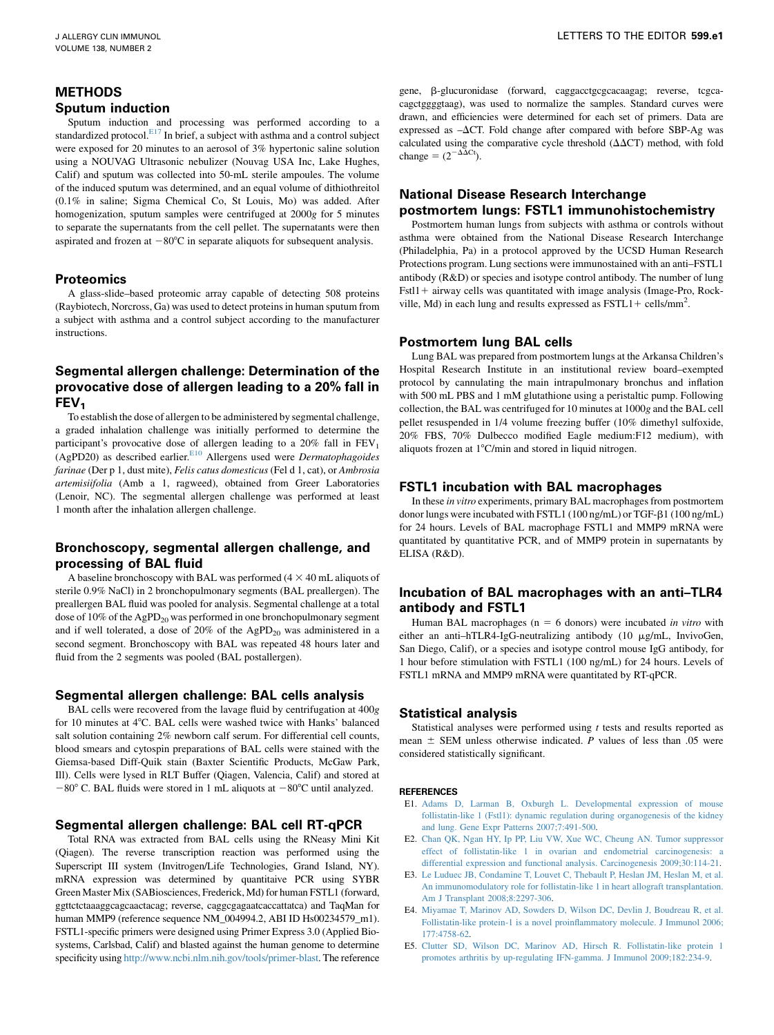# METHODS

## Sputum induction

Sputum induction and processing was performed according to a standardized protocol.[E17] In brief, a subject with asthma and a control subject were exposed for 20 minutes to an aerosol of 3% hypertonic saline solution using a NOUVAG Ultrasonic nebulizer (Nouvag USA Inc, Lake Hughes, Calif) and sputum was collected into 50-mL sterile ampoules. The volume of the induced sputum was determined, and an equal volume of dithiothreitol (0.1% in saline; Sigma Chemical Co, St Louis, Mo) was added. After homogenization, sputum samples were centrifuged at 2000*g* for 5 minutes to separate the supernatants from the cell pellet. The supernatants were then aspirated and frozen at −80°C in separate aliquots for subsequent analysis.

## Proteomics

A glass-slide–based proteomic array capable of detecting 508 proteins (Raybiotech, Norcross, Ga) was used to detect proteins in human sputum from a subject with asthma and a control subject according to the manufacturer instructions.

## Segmental allergen challenge: Determination of the provocative dose of allergen leading to a 20% fall in $FEV_1$

To establish the dose of allergen to be administered by segmental challenge, a graded inhalation challenge was initially performed to determine the participant's provocative dose of allergen leading to a 20% fall in $FEV_1$ (AgPD20) as described earlier.[E10] Allergens used were *Dermatophagoides farinae* (Der p 1, dust mite), *Felis catus domesticus* (Fel d 1, cat), or *Ambrosia artemisiifolia* (Amb a 1, ragweed), obtained from Greer Laboratories (Lenoir, NC). The segmental allergen challenge was performed at least 1 month after the inhalation allergen challenge.

## Bronchoscopy, segmental allergen challenge, and processing of BAL fluid

A baseline bronchoscopy with BAL was performed (4 × 40 mL aliquots of sterile 0.9% NaCl) in 2 bronchopulmonary segments (BAL preallergen). The preallergen BAL fluid was pooled for analysis. Segmental challenge at a total dose of 10% of the $AgPD_{20}$ was performed in one bronchopulmonary segment and if well tolerated, a dose of 20% of the $AgPD_{20}$ was administered in a second segment. Bronchoscopy with BAL was repeated 48 hours later and fluid from the 2 segments was pooled (BAL postallergen).

## Segmental allergen challenge: BAL cells analysis

BAL cells were recovered from the lavage fluid by centrifugation at 400*g* for 10 minutes at 4°C. BAL cells were washed twice with Hanks' balanced salt solution containing 2% newborn calf serum. For differential cell counts, blood smears and cytospin preparations of BAL cells were stained with the Giemsa-based Diff-Quik stain (Baxter Scientific Products, McGaw Park, Ill). Cells were lysed in RLT Buffer (Qiagen, Valencia, Calif) and stored at −80° C. BAL fluids were stored in 1 mL aliquots at −80°C until analyzed.

## Segmental allergen challenge: BAL cell RT-qPCR

Total RNA was extracted from BAL cells using the RNeasy Mini Kit (Qiagen). The reverse transcription reaction was performed using the Superscript III system (Invitrogen/Life Technologies, Grand Island, NY). mRNA expression was determined by quantitaive PCR using SYBR Green Master Mix (SABiosciences, Frederick, Md) for human FSTL1 (forward, ggttctctaaaggcagcaactacag; reverse, caggcgagaatcaccattatca) and TaqMan for human MMP9 (reference sequence NM_004994.2, ABI ID Hs00234579_m1). FSTL1-specific primers were designed using Primer Express 3.0 (Applied Biosystems, Carlsbad, Calif) and blasted against the human genome to determine specificity using http://www.ncbi.nlm.nih.gov/tools/primer-blast. The reference gene, β-glucuronidase (forward, caggacctgcgcacaagag; reverse, tcgcacagctggggtaag), was used to normalize the samples. Standard curves were drawn, and efficiencies were determined for each set of primers. Data are expressed as –ΔCT. Fold change after compared with before SBP-Ag was calculated using the comparative cycle threshold (ΔΔCT) method, with fold change = ($2^{-\Delta\Delta C_t}$).

## National Disease Research Interchange postmortem lungs: FSTL1 immunohistochemistry

Postmortem human lungs from subjects with asthma or controls without asthma were obtained from the National Disease Research Interchange (Philadelphia, Pa) in a protocol approved by the UCSD Human Research Protections program. Lung sections were immunostained with an anti–FSTL1 antibody (R&D) or species and isotype control antibody. The number of lung Fstl1+ airway cells was quantitated with image analysis (Image-Pro, Rockville, Md) in each lung and results expressed as FSTL1+ cells/$mm^2$.

## Postmortem lung BAL cells

Lung BAL was prepared from postmortem lungs at the Arkansa Children's Hospital Research Institute in an institutional review board–exempted protocol by cannulating the main intrapulmonary bronchus and inflation with 500 mL PBS and 1 mM glutathione using a peristaltic pump. Following collection, the BAL was centrifuged for 10 minutes at 1000*g* and the BAL cell pellet resuspended in 1/4 volume freezing buffer (10% dimethyl sulfoxide, 20% FBS, 70% Dulbecco modified Eagle medium:F12 medium), with aliquots frozen at 1°C/min and stored in liquid nitrogen.

## FSTL1 incubation with BAL macrophages

In these *in vitro* experiments, primary BAL macrophages from postmortem donor lungs were incubated with FSTL1 (100 ng/mL) or TGF-β1 (100 ng/mL) for 24 hours. Levels of BAL macrophage FSTL1 and MMP9 mRNA were quantitated by quantitative PCR, and of MMP9 protein in supernatants by ELISA (R&D).

## Incubation of BAL macrophages with an anti–TLR4 antibody and FSTL1

Human BAL macrophages (n = 6 donors) were incubated *in vitro* with either an anti–hTLR4-IgG-neutralizing antibody (10 μg/mL, InvivoGen, San Diego, Calif), or a species and isotype control mouse IgG antibody, for 1 hour before stimulation with FSTL1 (100 ng/mL) for 24 hours. Levels of FSTL1 mRNA and MMP9 mRNA were quantitated by RT-qPCR.

## Statistical analysis

Statistical analyses were performed using *t* tests and results reported as mean ± SEM unless otherwise indicated. *P* values of less than .05 were considered statistically significant.

## REFERENCES

- E1. Adams D, Larman B, Oxburgh L. Developmental expression of mouse follistatin-like 1 (Fstl1): dynamic regulation during organogenesis of the kidney and lung. Gene Expr Patterns 2007;7:491-500.
- E2. Chan QK, Ngan HY, Ip PP, Liu VW, Xue WC, Cheung AN. Tumor suppressor effect of follistatin-like 1 in ovarian and endometrial carcinogenesis: a differential expression and functional analysis. Carcinogenesis 2009;30:114-21.
- E3. Le Luduec JB, Condamine T, Louvet C, Thebault P, Heslan JM, Heslan M, et al. An immunomodulatory role for follistatin-like 1 in heart allograft transplantation. Am J Transplant 2008;8:2297-306.
- E4. Miyamae T, Marinov AD, Sowders D, Wilson DC, Devlin J, Boudreau R, et al. Follistatin-like protein-1 is a novel proinflammatory molecule. J Immunol 2006;177:4758-62.
- E5. Clutter SD, Wilson DC, Marinov AD, Hirsch R. Follistatin-like protein 1 promotes arthritis by up-regulating IFN-gamma. J Immunol 2009;182:234-9.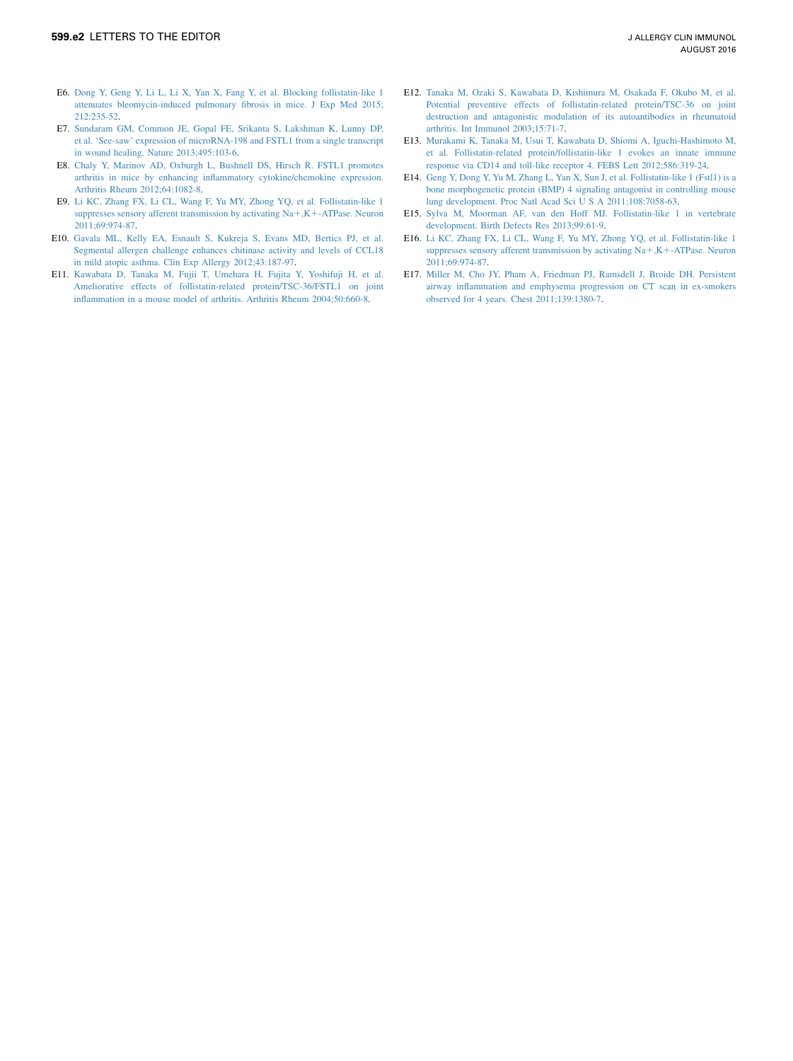E6. Dong Y, Geng Y, Li L, Li X, Yan X, Fang Y, et al. Blocking follistatin-like 1 attenuates bleomycin-induced pulmonary fibrosis in mice. J Exp Med 2015; 212:235-52.

E7. Sundaram GM, Common JE, Gopal FE, Srikanta S, Lakshman K, Lunny DP, et al. 'See-saw' expression of microRNA-198 and FSTL1 from a single transcript in wound healing. Nature 2013;495:103-6.

E8. Chaly Y, Marinov AD, Oxburgh L, Bushnell DS, Hirsch R. FSTL1 promotes arthritis in mice by enhancing inflammatory cytokine/chemokine expression. Arthritis Rheum 2012;64:1082-8.

E9. Li KC, Zhang FX, Li CL, Wang F, Yu MY, Zhong YQ, et al. Follistatin-like 1 suppresses sensory afferent transmission by activating Na+,K+-ATPase. Neuron 2011;69:974-87.

E10. Gavala ML, Kelly EA, Esnault S, Kukreja S, Evans MD, Bertics PJ, et al. Segmental allergen challenge enhances chitinase activity and levels of CCL18 in mild atopic asthma. Clin Exp Allergy 2012;43:187-97.

E11. Kawabata D, Tanaka M, Fujii T, Umehara H, Fujita Y, Yoshifuji H, et al. Ameliorative effects of follistatin-related protein/TSC-36/FSTL1 on joint inflammation in a mouse model of arthritis. Arthritis Rheum 2004;50:660-8.

E12. Tanaka M, Ozaki S, Kawabata D, Kishimura M, Osakada F, Okubo M, et al. Potential preventive effects of follistatin-related protein/TSC-36 on joint destruction and antagonistic modulation of its autoantibodies in rheumatoid arthritis. Int Immunol 2003;15:71-7.

E13. Murakami K, Tanaka M, Usui T, Kawabata D, Shiomi A, Iguchi-Hashimoto M, et al. Follistatin-related protein/follistatin-like 1 evokes an innate immune response via CD14 and toll-like receptor 4. FEBS Lett 2012;586:319-24.

E14. Geng Y, Dong Y, Yu M, Zhang L, Yan X, Sun J, et al. Follistatin-like 1 (Fstl1) is a bone morphogenetic protein (BMP) 4 signaling antagonist in controlling mouse lung development. Proc Natl Acad Sci U S A 2011;108:7058-63.

E15. Sylva M, Moorman AF, van den Hoff MJ. Follistatin-like 1 in vertebrate development. Birth Defects Res 2013;99:61-9.

E16. Li KC, Zhang FX, Li CL, Wang F, Yu MY, Zhong YQ, et al. Follistatin-like 1 suppresses sensory afferent transmission by activating Na+,K+-ATPase. Neuron 2011;69:974-87.

E17. Miller M, Cho JY, Pham A, Friedman PJ, Ramsdell J, Broide DH. Persistent airway inflammation and emphysema progression on CT scan in ex-smokers observed for 4 years. Chest 2011;139:1380-7.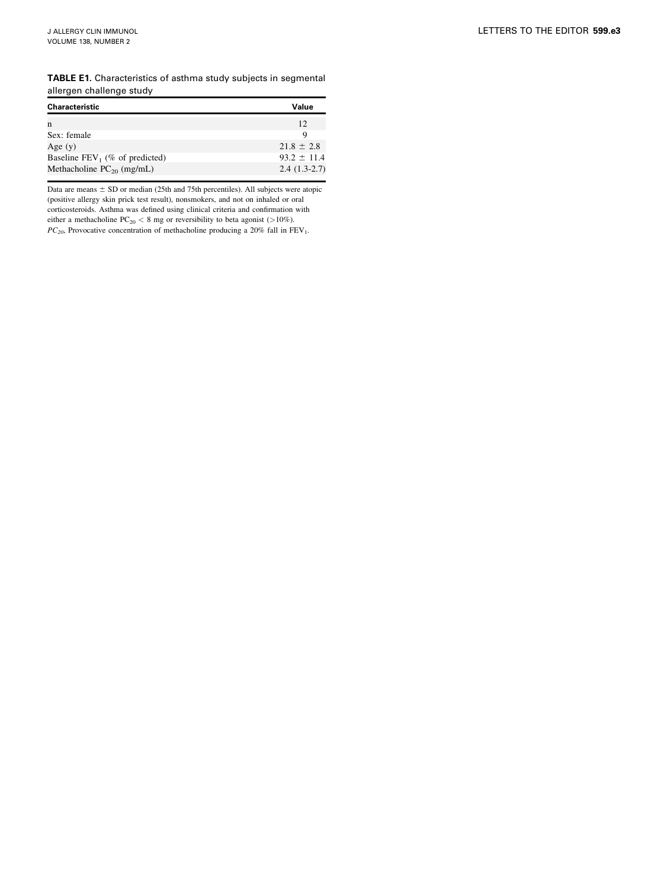**TABLE E1.** Characteristics of asthma study subjects in segmental allergen challenge study

| Characteristic | Value |
|---|---|
| n | 12 |
| Sex: female | 9 |
| Age (y) | 21.8 ± 2.8 |
| Baseline $FEV_1$ (% of predicted) | 93.2 ± 11.4 |
| Methacholine $PC_{20}$ (mg/mL) | 2.4 (1.3-2.7) |

Data are means ± SD or median (25th and 75th percentiles). All subjects were atopic (positive allergy skin prick test result), nonsmokers, and not on inhaled or oral corticosteroids. Asthma was defined using clinical criteria and confirmation with either a methacholine $PC_{20}$ < 8 mg or reversibility to beta agonist (>10%).
*$PC_{20}$*, Provocative concentration of methacholine producing a 20% fall in $FEV_1$.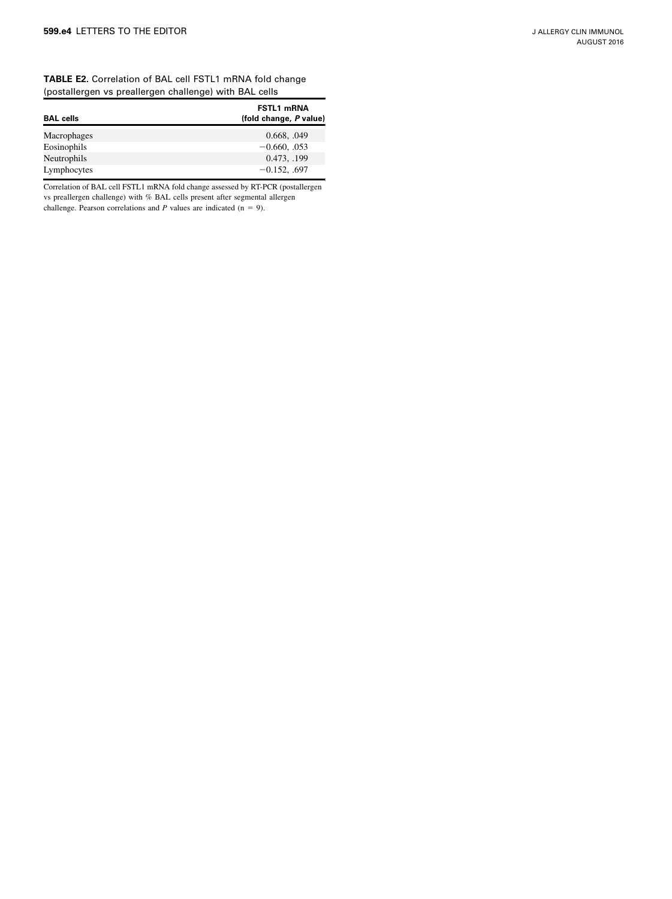**TABLE E2.** Correlation of BAL cell FSTL1 mRNA fold change (postallergen vs preallergen challenge) with BAL cells

| BAL cells | FSTL1 mRNA (fold change, *P* value) |
|---|---|
| Macrophages | 0.668, .049 |
| Eosinophils | −0.660, .053 |
| Neutrophils | 0.473, .199 |
| Lymphocytes | −0.152, .697 |

Correlation of BAL cell FSTL1 mRNA fold change assessed by RT-PCR (postallergen vs preallergen challenge) with % BAL cells present after segmental allergen challenge. Pearson correlations and *P* values are indicated (n = 9).